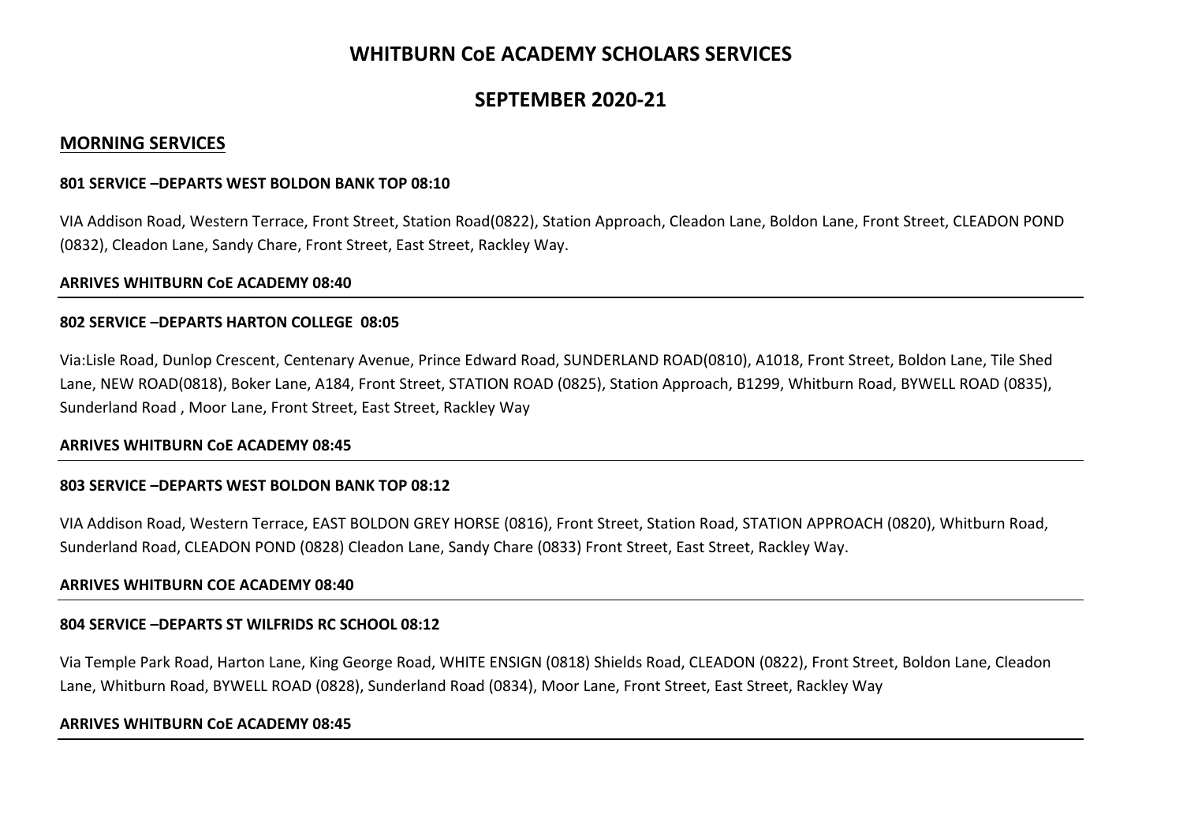# WHITBURN CoE ACADEMY SCHOLARS SERVICES

## SEPTEMBER 2020-21

### MORNING SERVICES

**801 SERVICE –DEPARTS WEST BOLDON BANK TOP 08:10**

VIA Addison Road, Western Terrace, Front Street, Station Road(0822), Station Approach, Cleadon Lane, Boldon Lane, Front Street, CLEADON POND (0832), Cleadon Lane, Sandy Chare, Front Street, East Street, Rackley Way.

**ARRIVES WHITBURN CoE ACADEMY 08:40**

---

**802 SERVICE –DEPARTS HARTON COLLEGE 08:05**

Via:Lisle Road, Dunlop Crescent, Centenary Avenue, Prince Edward Road, SUNDERLAND ROAD(0810), A1018, Front Street, Boldon Lane, Tile Shed Lane, NEW ROAD(0818), Boker Lane, A184, Front Street, STATION ROAD (0825), Station Approach, B1299, Whitburn Road, BYWELL ROAD (0835), Sunderland Road , Moor Lane, Front Street, East Street, Rackley Way

**ARRIVES WHITBURN CoE ACADEMY 08:45**

---

**803 SERVICE –DEPARTS WEST BOLDON BANK TOP 08:12**

VIA Addison Road, Western Terrace, EAST BOLDON GREY HORSE (0816), Front Street, Station Road, STATION APPROACH (0820), Whitburn Road, Sunderland Road, CLEADON POND (0828) Cleadon Lane, Sandy Chare (0833) Front Street, East Street, Rackley Way.

**ARRIVES WHITBURN COE ACADEMY 08:40**

---

**804 SERVICE –DEPARTS ST WILFRIDS RC SCHOOL 08:12**

Via Temple Park Road, Harton Lane, King George Road, WHITE ENSIGN (0818) Shields Road, CLEADON (0822), Front Street, Boldon Lane, Cleadon Lane, Whitburn Road, BYWELL ROAD (0828), Sunderland Road (0834), Moor Lane, Front Street, East Street, Rackley Way

**ARRIVES WHITBURN CoE ACADEMY 08:45**

---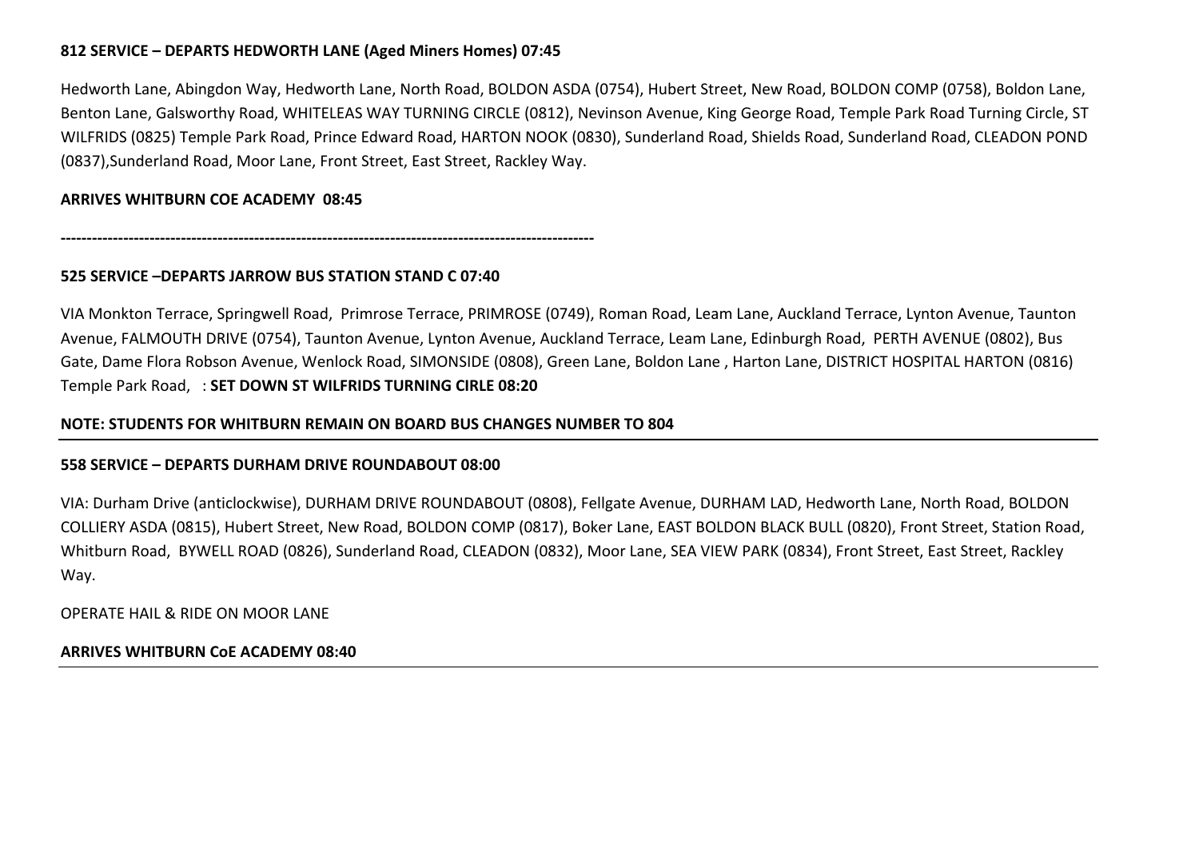**812 SERVICE – DEPARTS HEDWORTH LANE (Aged Miners Homes) 07:45**

Hedworth Lane, Abingdon Way, Hedworth Lane, North Road, BOLDON ASDA (0754), Hubert Street, New Road, BOLDON COMP (0758), Boldon Lane, Benton Lane, Galsworthy Road, WHITELEAS WAY TURNING CIRCLE (0812), Nevinson Avenue, King George Road, Temple Park Road Turning Circle, ST WILFRIDS (0825) Temple Park Road, Prince Edward Road, HARTON NOOK (0830), Sunderland Road, Shields Road, Sunderland Road, CLEADON POND (0837),Sunderland Road, Moor Lane, Front Street, East Street, Rackley Way.

**ARRIVES WHITBURN COE ACADEMY 08:45**

---

**525 SERVICE –DEPARTS JARROW BUS STATION STAND C 07:40**

VIA Monkton Terrace, Springwell Road, Primrose Terrace, PRIMROSE (0749), Roman Road, Leam Lane, Auckland Terrace, Lynton Avenue, Taunton Avenue, FALMOUTH DRIVE (0754), Taunton Avenue, Lynton Avenue, Auckland Terrace, Leam Lane, Edinburgh Road, PERTH AVENUE (0802), Bus Gate, Dame Flora Robson Avenue, Wenlock Road, SIMONSIDE (0808), Green Lane, Boldon Lane , Harton Lane, DISTRICT HOSPITAL HARTON (0816) Temple Park Road, : **SET DOWN ST WILFRIDS TURNING CIRLE 08:20**

**NOTE: STUDENTS FOR WHITBURN REMAIN ON BOARD BUS CHANGES NUMBER TO 804**

---

**558 SERVICE – DEPARTS DURHAM DRIVE ROUNDABOUT 08:00**

VIA: Durham Drive (anticlockwise), DURHAM DRIVE ROUNDABOUT (0808), Fellgate Avenue, DURHAM LAD, Hedworth Lane, North Road, BOLDON COLLIERY ASDA (0815), Hubert Street, New Road, BOLDON COMP (0817), Boker Lane, EAST BOLDON BLACK BULL (0820), Front Street, Station Road, Whitburn Road, BYWELL ROAD (0826), Sunderland Road, CLEADON (0832), Moor Lane, SEA VIEW PARK (0834), Front Street, East Street, Rackley Way.

OPERATE HAIL & RIDE ON MOOR LANE

**ARRIVES WHITBURN CoE ACADEMY 08:40**

---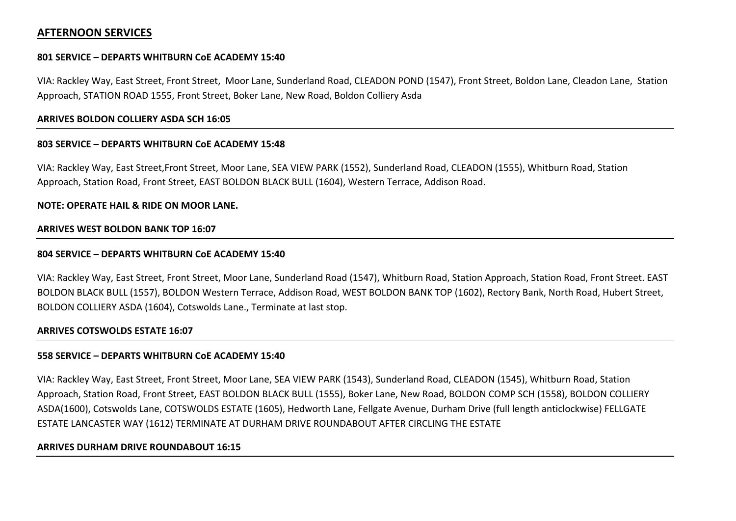## AFTERNOON SERVICES

**801 SERVICE – DEPARTS WHITBURN CoE ACADEMY 15:40**

VIA: Rackley Way, East Street, Front Street,  Moor Lane, Sunderland Road, CLEADON POND (1547), Front Street, Boldon Lane, Cleadon Lane,  Station Approach, STATION ROAD 1555, Front Street, Boker Lane, New Road, Boldon Colliery Asda

**ARRIVES BOLDON COLLIERY ASDA SCH 16:05**

---

**803 SERVICE – DEPARTS WHITBURN CoE ACADEMY 15:48**

VIA: Rackley Way, East Street,Front Street, Moor Lane, SEA VIEW PARK (1552), Sunderland Road, CLEADON (1555), Whitburn Road, Station Approach, Station Road, Front Street, EAST BOLDON BLACK BULL (1604), Western Terrace, Addison Road.

**NOTE: OPERATE HAIL & RIDE ON MOOR LANE.**

**ARRIVES WEST BOLDON BANK TOP 16:07**

---

**804 SERVICE – DEPARTS WHITBURN CoE ACADEMY 15:40**

VIA: Rackley Way, East Street, Front Street, Moor Lane, Sunderland Road (1547), Whitburn Road, Station Approach, Station Road, Front Street. EAST BOLDON BLACK BULL (1557), BOLDON Western Terrace, Addison Road, WEST BOLDON BANK TOP (1602), Rectory Bank, North Road, Hubert Street, BOLDON COLLIERY ASDA (1604), Cotswolds Lane., Terminate at last stop.

**ARRIVES COTSWOLDS ESTATE 16:07**

---

**558 SERVICE – DEPARTS WHITBURN CoE ACADEMY 15:40**

VIA: Rackley Way, East Street, Front Street, Moor Lane, SEA VIEW PARK (1543), Sunderland Road, CLEADON (1545), Whitburn Road, Station Approach, Station Road, Front Street, EAST BOLDON BLACK BULL (1555), Boker Lane, New Road, BOLDON COMP SCH (1558), BOLDON COLLIERY ASDA(1600), Cotswolds Lane, COTSWOLDS ESTATE (1605), Hedworth Lane, Fellgate Avenue, Durham Drive (full length anticlockwise) FELLGATE ESTATE LANCASTER WAY (1612) TERMINATE AT DURHAM DRIVE ROUNDABOUT AFTER CIRCLING THE ESTATE

**ARRIVES DURHAM DRIVE ROUNDABOUT 16:15**

---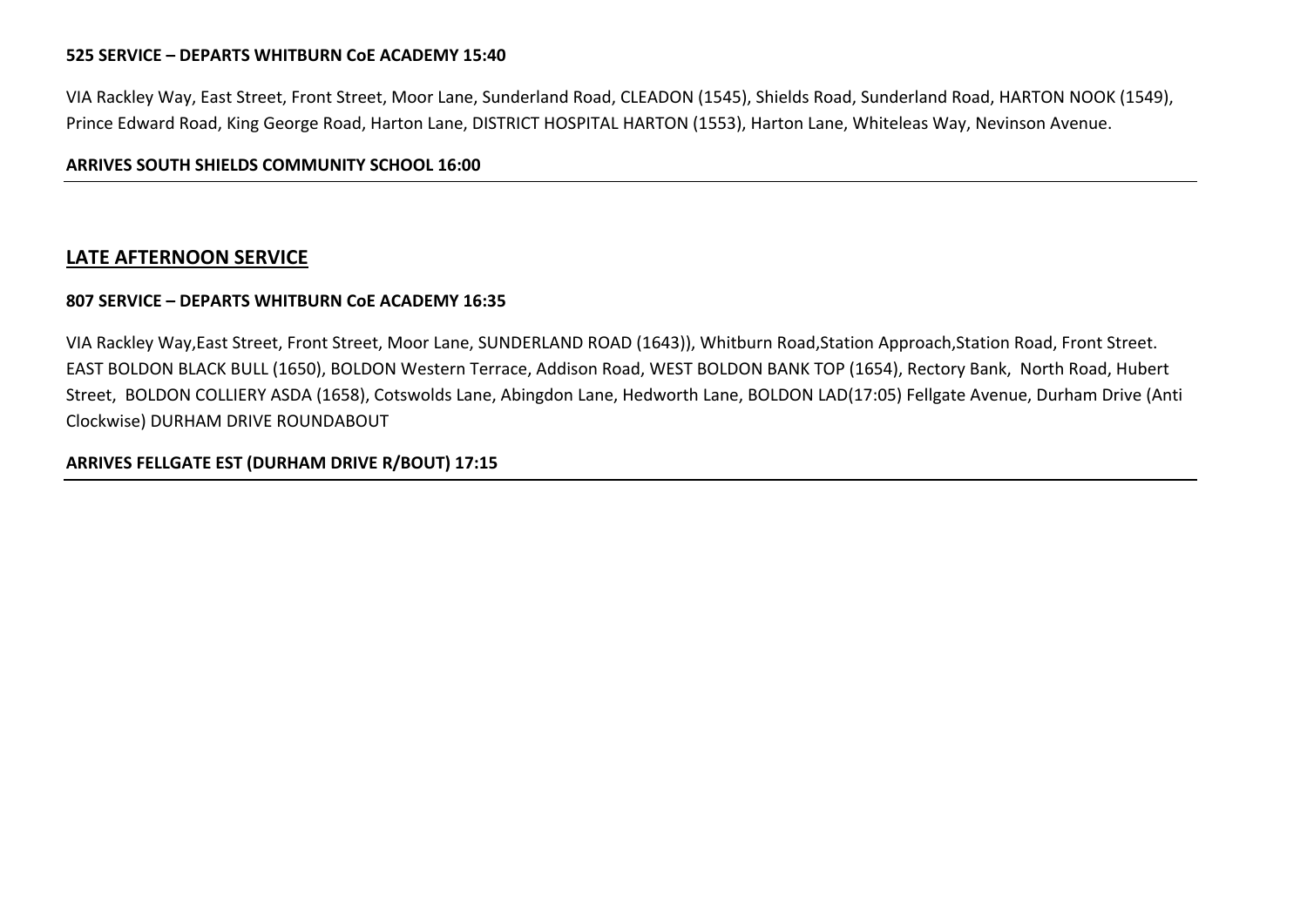**525 SERVICE – DEPARTS WHITBURN CoE ACADEMY 15:40**

VIA Rackley Way, East Street, Front Street, Moor Lane, Sunderland Road, CLEADON (1545), Shields Road, Sunderland Road, HARTON NOOK (1549), Prince Edward Road, King George Road, Harton Lane, DISTRICT HOSPITAL HARTON (1553), Harton Lane, Whiteleas Way, Nevinson Avenue.

**ARRIVES SOUTH SHIELDS COMMUNITY SCHOOL 16:00**

---

## LATE AFTERNOON SERVICE

**807 SERVICE – DEPARTS WHITBURN CoE ACADEMY 16:35**

VIA Rackley Way,East Street, Front Street, Moor Lane, SUNDERLAND ROAD (1643)), Whitburn Road,Station Approach,Station Road, Front Street. EAST BOLDON BLACK BULL (1650), BOLDON Western Terrace, Addison Road, WEST BOLDON BANK TOP (1654), Rectory Bank, North Road, Hubert Street, BOLDON COLLIERY ASDA (1658), Cotswolds Lane, Abingdon Lane, Hedworth Lane, BOLDON LAD(17:05) Fellgate Avenue, Durham Drive (Anti Clockwise) DURHAM DRIVE ROUNDABOUT

**ARRIVES FELLGATE EST (DURHAM DRIVE R/BOUT) 17:15**

---